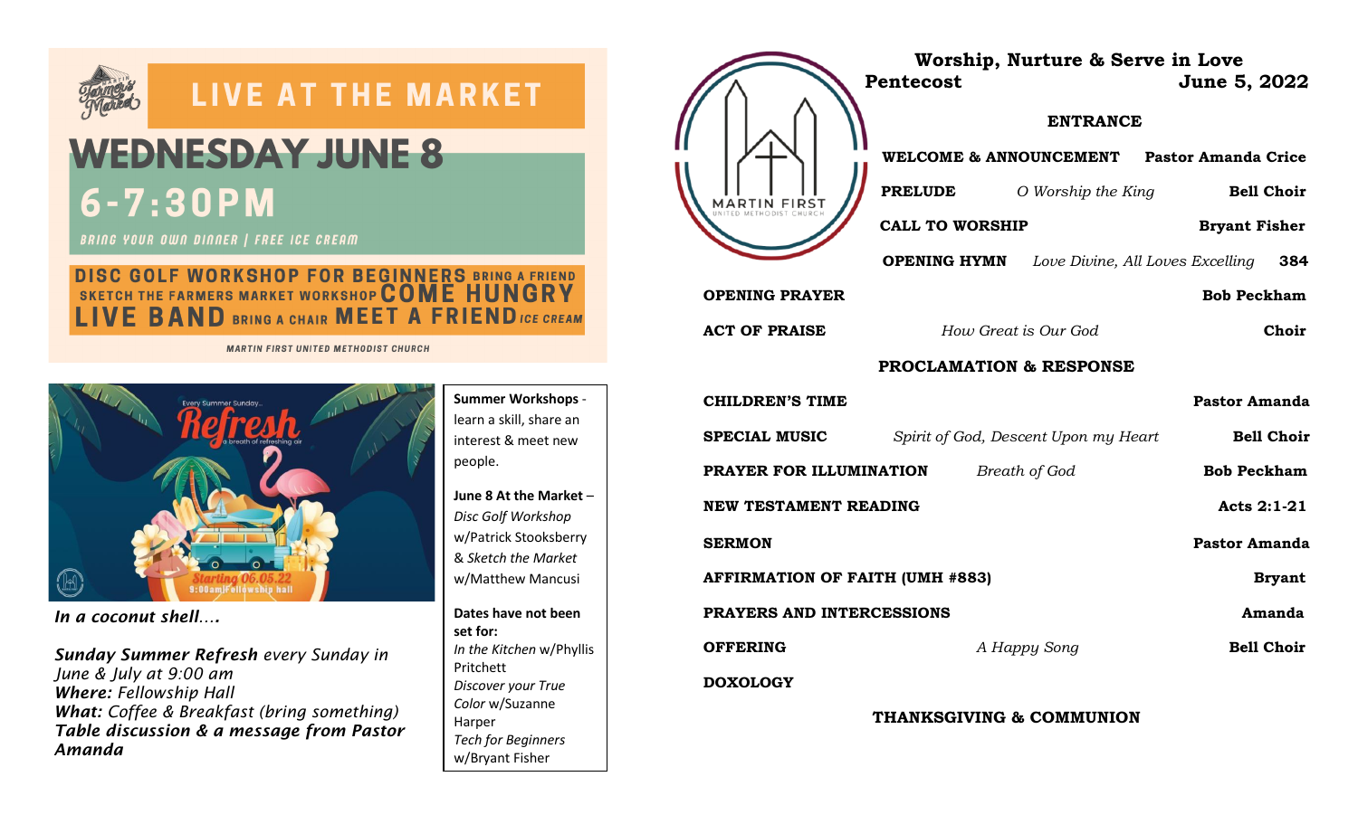## LIVE AT THE MARKET

# WEDNESDAY JUNE 8

## 6-7:30PM

BRING YOUR OWN DINNER | FREE ICE CREAM

DISC GOLF WORKSHOP FOR BEGINNERS BRING A FRIEND SKETCH THE FARMERS MARKET WORKSHOP COME HUNGRY LIVE BAND BRING A CHAIR MEET A FRIEND ICE CREAM

MARTIN FIRST UNITED METHODIST CHURCH

Every Summer Sunday... Refresh a breath of refreshing air

Starting 06.05.22 9:00am|Fellowship hall

***In a coconut shell….***

***Sunday Summer Refresh*** *every Sunday in June & July at 9:00 am*
***Where:*** *Fellowship Hall*
***What:*** *Coffee & Breakfast (bring something)*
***Table discussion & a message from Pastor Amanda***

**Summer Workshops** - learn a skill, share an interest & meet new people.

**June 8 At the Market** – *Disc Golf Workshop* w/Patrick Stooksberry & *Sketch the Market* w/Matthew Mancusi

**Dates have not been set for:**
*In the Kitchen* w/Phyllis Pritchett
*Discover your True Color* w/Suzanne Harper
*Tech for Beginners* w/Bryant Fisher

MARTIN FIRST UNITED METHODIST CHURCH

**Worship, Nurture & Serve in Love**

**Pentecost** — **June 5, 2022**

### ENTRANCE

| | | |
|---|---|---|
| **WELCOME & ANNOUNCEMENT** | | **Pastor Amanda Crice** |
| **PRELUDE** | *O Worship the King* | **Bell Choir** |
| **CALL TO WORSHIP** | | **Bryant Fisher** |
| **OPENING HYMN** | *Love Divine, All Loves Excelling* | **384** |
| **OPENING PRAYER** | | **Bob Peckham** |
| **ACT OF PRAISE** | *How Great is Our God* | **Choir** |

### PROCLAMATION & RESPONSE

| | | |
|---|---|---|
| **CHILDREN'S TIME** | | **Pastor Amanda** |
| **SPECIAL MUSIC** | *Spirit of God, Descent Upon my Heart* | **Bell Choir** |
| **PRAYER FOR ILLUMINATION** | *Breath of God* | **Bob Peckham** |
| **NEW TESTAMENT READING** | | **Acts 2:1-21** |
| **SERMON** | | **Pastor Amanda** |
| **AFFIRMATION OF FAITH (UMH #883)** | | **Bryant** |
| **PRAYERS AND INTERCESSIONS** | | **Amanda** |
| **OFFERING** | *A Happy Song* | **Bell Choir** |
| **DOXOLOGY** | | |

### THANKSGIVING & COMMUNION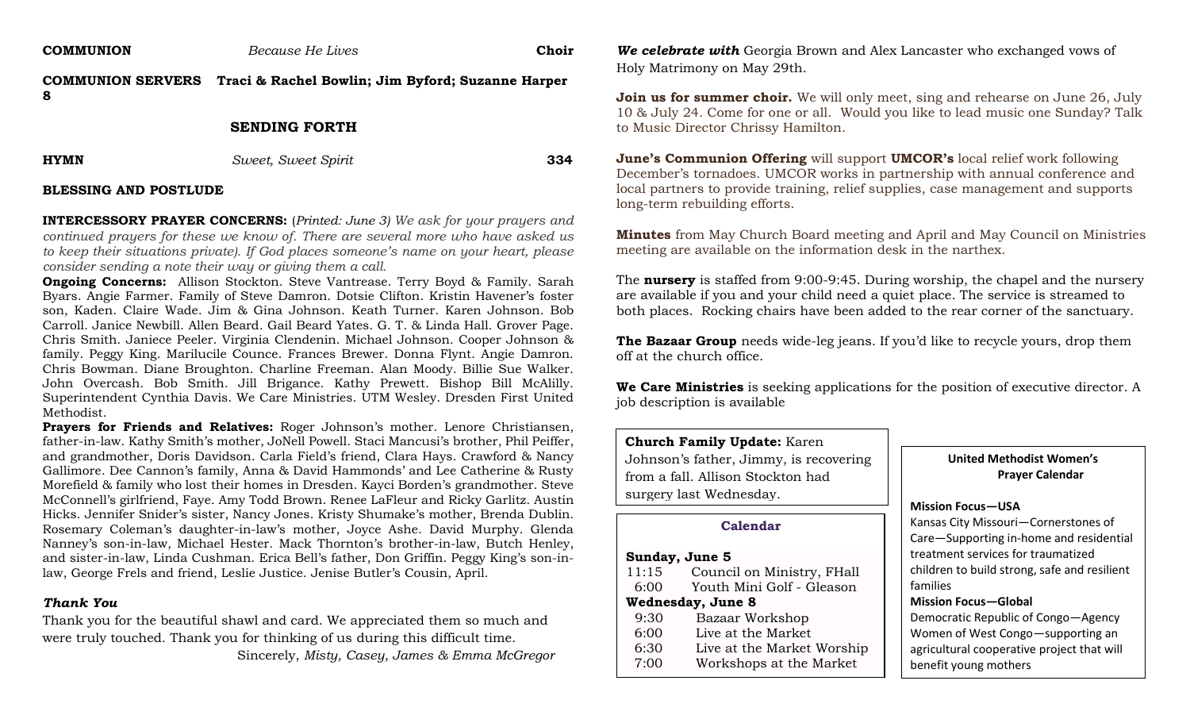**COMMUNION** *Because He Lives* **Choir**

**COMMUNION SERVERS** **Traci & Rachel Bowlin; Jim Byford; Suzanne Harper 8**

## SENDING FORTH

**HYMN** *Sweet, Sweet Spirit* **334**

**BLESSING AND POSTLUDE**

**INTERCESSORY PRAYER CONCERNS:** (*Printed: June 3) We ask for your prayers and continued prayers for these we know of. There are several more who have asked us to keep their situations private). If God places someone's name on your heart, please consider sending a note their way or giving them a call.*

**Ongoing Concerns:** Allison Stockton. Steve Vantrease. Terry Boyd & Family. Sarah Byars. Angie Farmer. Family of Steve Damron. Dotsie Clifton. Kristin Havener's foster son, Kaden. Claire Wade. Jim & Gina Johnson. Keath Turner. Karen Johnson. Bob Carroll. Janice Newbill. Allen Beard. Gail Beard Yates. G. T. & Linda Hall. Grover Page. Chris Smith. Janiece Peeler. Virginia Clendenin. Michael Johnson. Cooper Johnson & family. Peggy King. Marilucile Counce. Frances Brewer. Donna Flynt. Angie Damron. Chris Bowman. Diane Broughton. Charline Freeman. Alan Moody. Billie Sue Walker. John Overcash. Bob Smith. Jill Brigance. Kathy Prewett. Bishop Bill McAlilly. Superintendent Cynthia Davis. We Care Ministries. UTM Wesley. Dresden First United Methodist.

**Prayers for Friends and Relatives:** Roger Johnson's mother. Lenore Christiansen, father-in-law. Kathy Smith's mother, JoNell Powell. Staci Mancusi's brother, Phil Peiffer, and grandmother, Doris Davidson. Carla Field's friend, Clara Hays. Crawford & Nancy Gallimore. Dee Cannon's family, Anna & David Hammonds' and Lee Catherine & Rusty Morefield & family who lost their homes in Dresden. Kayci Borden's grandmother. Steve McConnell's girlfriend, Faye. Amy Todd Brown. Renee LaFleur and Ricky Garlitz. Austin Hicks. Jennifer Snider's sister, Nancy Jones. Kristy Shumake's mother, Brenda Dublin. Rosemary Coleman's daughter-in-law's mother, Joyce Ashe. David Murphy. Glenda Nanney's son-in-law, Michael Hester. Mack Thornton's brother-in-law, Butch Henley, and sister-in-law, Linda Cushman. Erica Bell's father, Don Griffin. Peggy King's son-in-law, George Frels and friend, Leslie Justice. Jenise Butler's Cousin, April.

### *Thank You*

Thank you for the beautiful shawl and card. We appreciated them so much and were truly touched. Thank you for thinking of us during this difficult time.

Sincerely, *Misty, Casey, James & Emma McGregor*

***We celebrate with*** Georgia Brown and Alex Lancaster who exchanged vows of Holy Matrimony on May 29th.

**Join us for summer choir.** We will only meet, sing and rehearse on June 26, July 10 & July 24. Come for one or all. Would you like to lead music one Sunday? Talk to Music Director Chrissy Hamilton.

**June's Communion Offering** will support **UMCOR's** local relief work following December's tornadoes. UMCOR works in partnership with annual conference and local partners to provide training, relief supplies, case management and supports long-term rebuilding efforts.

**Minutes** from May Church Board meeting and April and May Council on Ministries meeting are available on the information desk in the narthex.

The **nursery** is staffed from 9:00-9:45. During worship, the chapel and the nursery are available if you and your child need a quiet place. The service is streamed to both places. Rocking chairs have been added to the rear corner of the sanctuary.

**The Bazaar Group** needs wide-leg jeans. If you'd like to recycle yours, drop them off at the church office.

**We Care Ministries** is seeking applications for the position of executive director. A job description is available

**Church Family Update:** Karen Johnson's father, Jimmy, is recovering from a fall. Allison Stockton had surgery last Wednesday.

### Calendar

**Sunday, June 5**
- 11:15 Council on Ministry, FHall
- 6:00 Youth Mini Golf - Gleason

**Wednesday, June 8**
- 9:30 Bazaar Workshop
- 6:00 Live at the Market
- 6:30 Live at the Market Worship
- 7:00 Workshops at the Market

### United Methodist Women's Prayer Calendar

**Mission Focus—USA**

Kansas City Missouri—Cornerstones of Care—Supporting in-home and residential treatment services for traumatized children to build strong, safe and resilient families

**Mission Focus—Global**

Democratic Republic of Congo—Agency Women of West Congo—supporting an agricultural cooperative project that will benefit young mothers